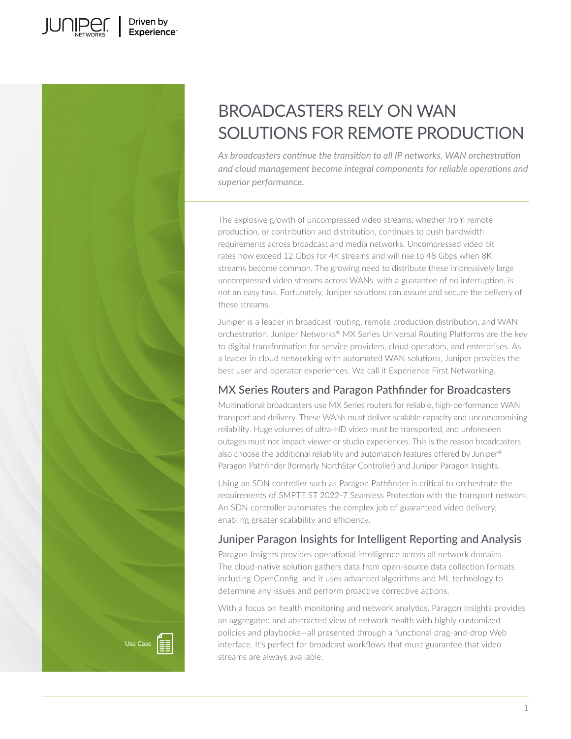# BROADCASTERS RELY ON WAN SOLUTIONS FOR REMOTE PRODUCTION

*As broadcasters continue the transition to all IP networks, WAN orchestration and cloud management become integral components for reliable operations and superior performance.*

The explosive growth of uncompressed video streams, whether from remote production, or contribution and distribution, continues to push bandwidth requirements across broadcast and media networks. Uncompressed video bit rates now exceed 12 Gbps for 4K streams and will rise to 48 Gbps when 8K streams become common. The growing need to distribute these impressively large uncompressed video streams across WANs, with a guarantee of no interruption, is not an easy task. Fortunately, Juniper solutions can assure and secure the delivery of these streams.

Juniper is a leader in broadcast routing, remote production distribution, and WAN orchestration. Juniper Networks® MX Series Universal Routing Platforms are the key to digital transformation for service providers, cloud operators, and enterprises. As a leader in cloud networking with automated WAN solutions, Juniper provides the best user and operator experiences. We call it Experience First Networking.

## MX Series Routers and Paragon Pathfinder for Broadcasters

Multinational broadcasters use MX Series routers for reliable, high-performance WAN transport and delivery. These WANs must deliver scalable capacity and uncompromising reliability. Huge volumes of ultra-HD video must be transported, and unforeseen outages must not impact viewer or studio experiences. This is the reason broadcasters also choose the additional reliability and automation features offered by Juniper® Paragon Pathfinder (formerly NorthStar Controller) and Juniper Paragon Insights.

Using an SDN controller such as Paragon Pathfinder is critical to orchestrate the requirements of SMPTE ST 2022-7 Seamless Protection with the transport network. An SDN controller automates the complex job of guaranteed video delivery, enabling greater scalability and efficiency.

## Juniper Paragon Insights for Intelligent Reporting and Analysis

Paragon Insights provides operational intelligence across all network domains. The cloud-native solution gathers data from open-source data collection formats including OpenConfig, and it uses advanced algorithms and ML technology to determine any issues and perform proactive corrective actions.

With a focus on health monitoring and network analytics, Paragon Insights provides an aggregated and abstracted view of network health with highly customized policies and playbooks—all presented through a functional drag-and-drop Web interface. It's perfect for broadcast workflows that must guarantee that video streams are always available.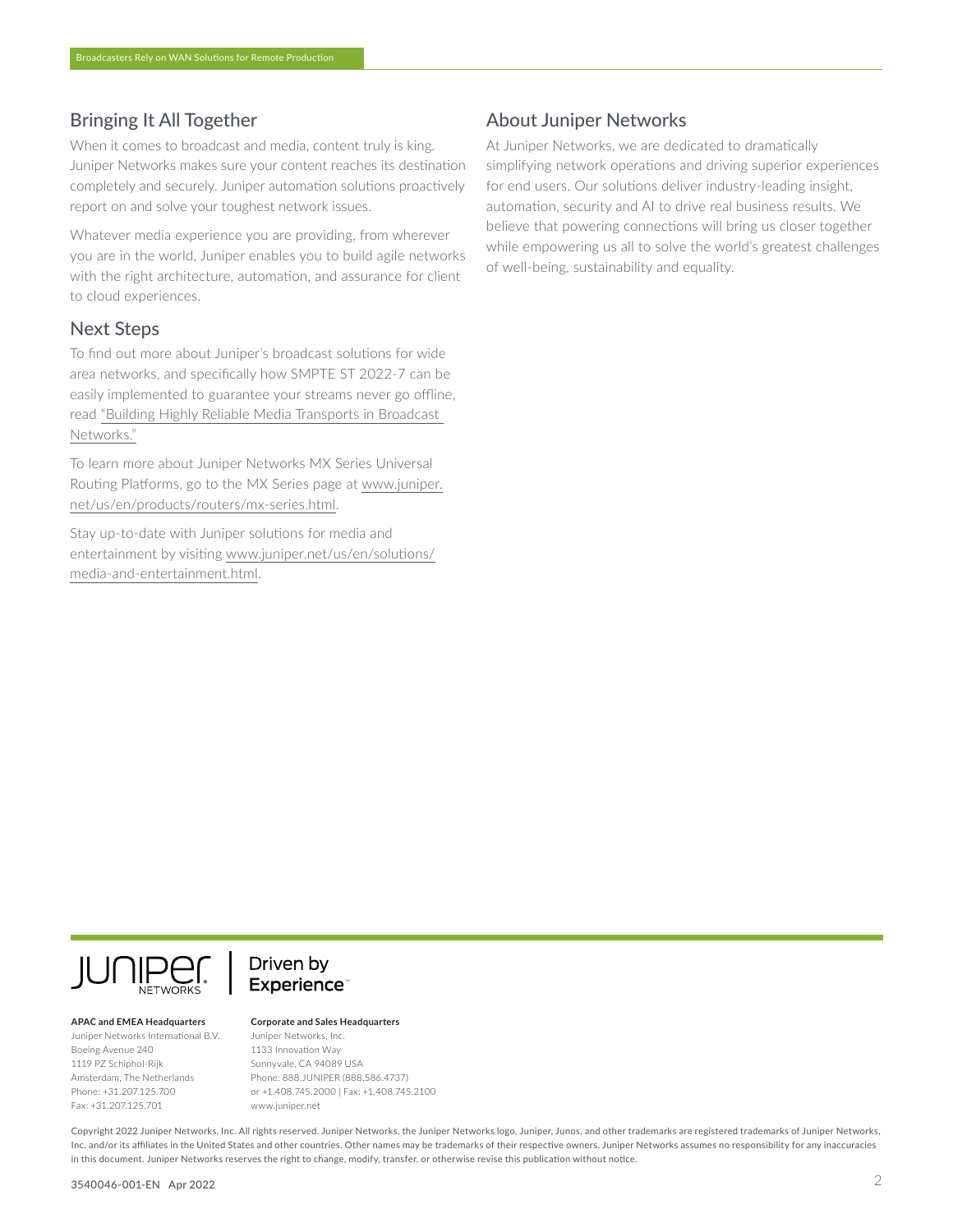## Bringing It All Together

When it comes to broadcast and media, content truly is king. Juniper Networks makes sure your content reaches its destination completely and securely. Juniper automation solutions proactively report on and solve your toughest network issues.

Whatever media experience you are providing, from wherever you are in the world, Juniper enables you to build agile networks with the right architecture, automation, and assurance for client to cloud experiences.

## Next Steps

To find out more about Juniper's broadcast solutions for wide area networks, and specifically how SMPTE ST 2022-7 can be easily implemented to guarantee your streams never go offline, read "Building Highly Reliable Media Transports in Broadcast Networks."

To learn more about Juniper Networks MX Series Universal Routing Platforms, go to the MX Series page at www.juniper.net/us/en/products/routers/mx-series.html.

Stay up-to-date with Juniper solutions for media and entertainment by visiting www.juniper.net/us/en/solutions/media-and-entertainment.html.

## About Juniper Networks

At Juniper Networks, we are dedicated to dramatically simplifying network operations and driving superior experiences for end users. Our solutions deliver industry-leading insight, automation, security and AI to drive real business results. We believe that powering connections will bring us closer together while empowering us all to solve the world's greatest challenges of well-being, sustainability and equality.

Juniper NETWORKS | Driven by Experience™

**APAC and EMEA Headquarters**
Juniper Networks International B.V.
Boeing Avenue 240
1119 PZ Schiphol-Rijk
Amsterdam, The Netherlands
Phone: +31.207.125.700
Fax: +31.207.125.701

**Corporate and Sales Headquarters**
Juniper Networks, Inc.
1133 Innovation Way
Sunnyvale, CA 94089 USA
Phone: 888.JUNIPER (888.586.4737)
or +1.408.745.2000 | Fax: +1.408.745.2100
www.juniper.net

Copyright 2022 Juniper Networks, Inc. All rights reserved. Juniper Networks, the Juniper Networks logo, Juniper, Junos, and other trademarks are registered trademarks of Juniper Networks, Inc. and/or its affiliates in the United States and other countries. Other names may be trademarks of their respective owners. Juniper Networks assumes no responsibility for any inaccuracies in this document. Juniper Networks reserves the right to change, modify, transfer, or otherwise revise this publication without notice.

3540046-001-EN Apr 2022